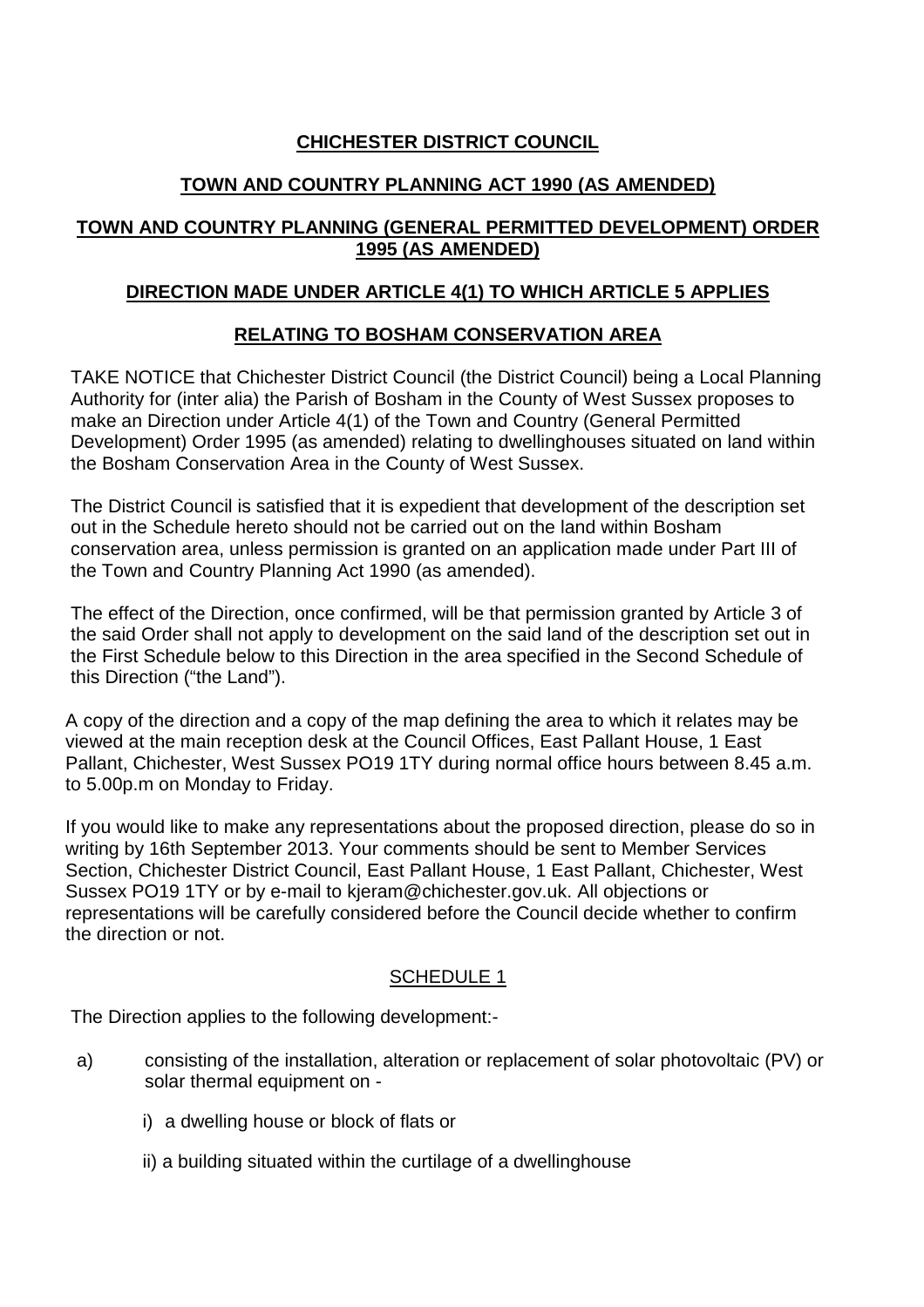# CHICHESTER DISTRICT COUNCIL

## TOWN AND COUNTRY PLANNING ACT 1990 (AS AMENDED)

## TOWN AND COUNTRY PLANNING (GENERAL PERMITTED DEVELOPMENT) ORDER 1995 (AS AMENDED)

## DIRECTION MADE UNDER ARTICLE 4(1) TO WHICH ARTICLE 5 APPLIES

## RELATING TO BOSHAM CONSERVATION AREA

TAKE NOTICE that Chichester District Council (the District Council) being a Local Planning Authority for (inter alia) the Parish of Bosham in the County of West Sussex proposes to make an Direction under Article 4(1) of the Town and Country (General Permitted Development) Order 1995 (as amended) relating to dwellinghouses situated on land within the Bosham Conservation Area in the County of West Sussex.

The District Council is satisfied that it is expedient that development of the description set out in the Schedule hereto should not be carried out on the land within Bosham conservation area, unless permission is granted on an application made under Part III of the Town and Country Planning Act 1990 (as amended).

The effect of the Direction, once confirmed, will be that permission granted by Article 3 of the said Order shall not apply to development on the said land of the description set out in the First Schedule below to this Direction in the area specified in the Second Schedule of this Direction ("the Land").

A copy of the direction and a copy of the map defining the area to which it relates may be viewed at the main reception desk at the Council Offices, East Pallant House, 1 East Pallant, Chichester, West Sussex PO19 1TY during normal office hours between 8.45 a.m. to 5.00p.m on Monday to Friday.

If you would like to make any representations about the proposed direction, please do so in writing by 16th September 2013. Your comments should be sent to Member Services Section, Chichester District Council, East Pallant House, 1 East Pallant, Chichester, West Sussex PO19 1TY or by e-mail to kjeram@chichester.gov.uk. All objections or representations will be carefully considered before the Council decide whether to confirm the direction or not.

### SCHEDULE 1

The Direction applies to the following development:-

a) consisting of the installation, alteration or replacement of solar photovoltaic (PV) or solar thermal equipment on -

   i) a dwelling house or block of flats or

   ii) a building situated within the curtilage of a dwellinghouse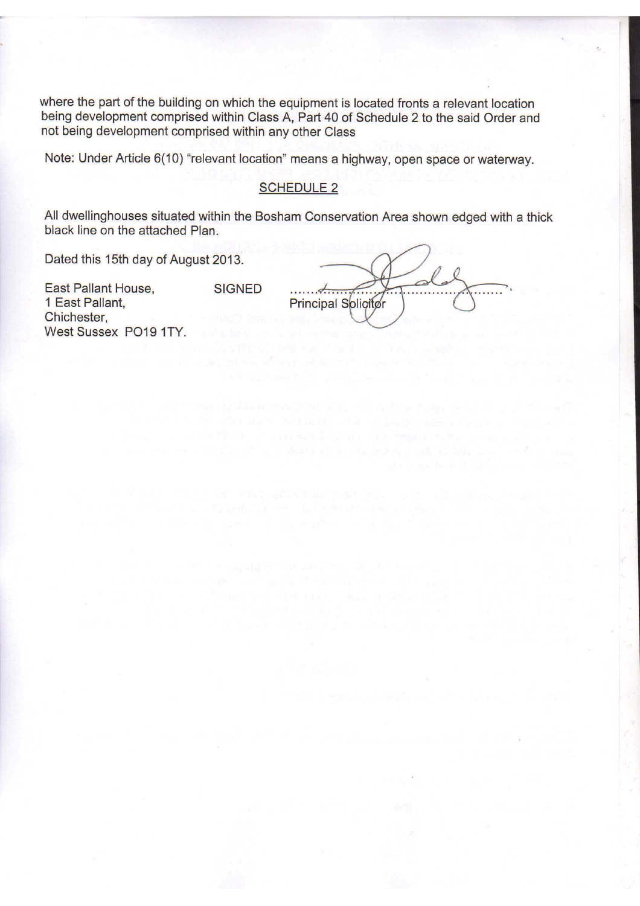where the part of the building on which the equipment is located fronts a relevant location being development comprised within Class A, Part 40 of Schedule 2 to the said Order and not being development comprised within any other Class

Note: Under Article 6(10) "relevant location" means a highway, open space or waterway.

## SCHEDULE 2

All dwellinghouses situated within the Bosham Conservation Area shown edged with a thick black line on the attached Plan.

Dated this 15th day of August 2013.

East Pallant House,
1 East Pallant,
Chichester,
West Sussex PO19 1TY.

SIGNED ..................................................
Principal Solicitor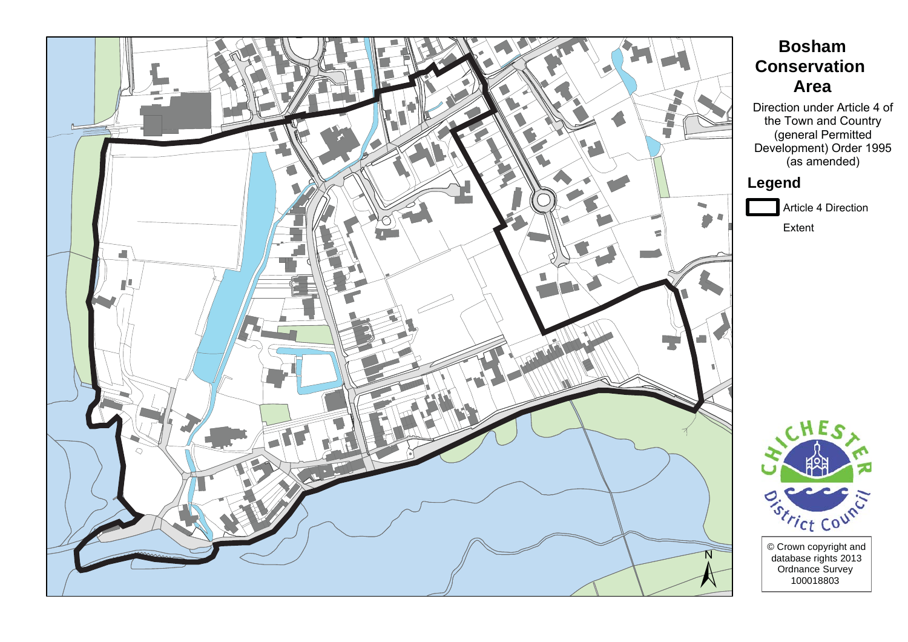# Bosham Conservation Area

Direction under Article 4 of the Town and Country (general Permitted Development) Order 1995 (as amended)

## Legend

Article 4 Direction Extent

N

CHICHESTER District Council

© Crown copyright and database rights 2013 Ordnance Survey 100018803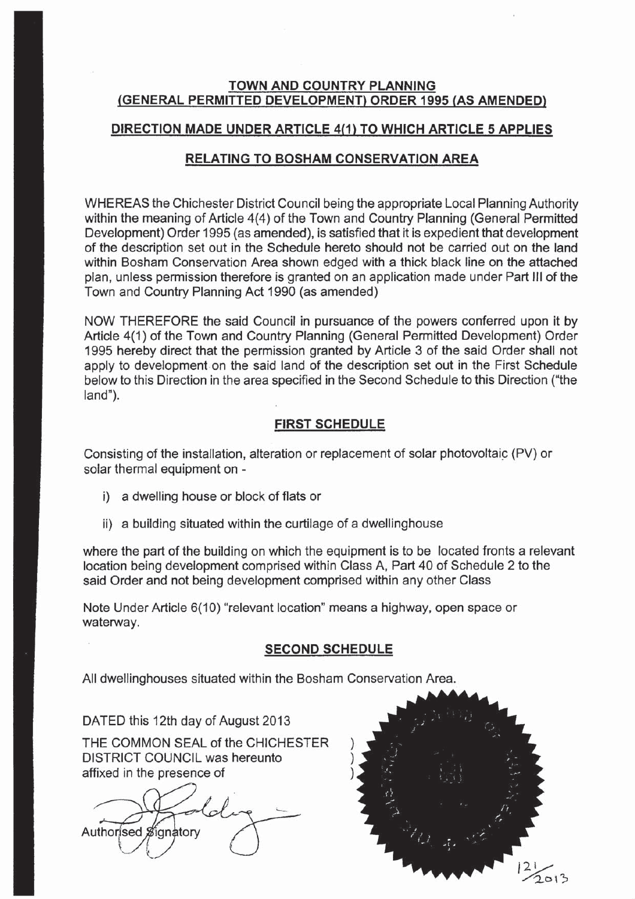**TOWN AND COUNTRY PLANNING**
**(GENERAL PERMITTED DEVELOPMENT) ORDER 1995 (AS AMENDED)**

**DIRECTION MADE UNDER ARTICLE 4(1) TO WHICH ARTICLE 5 APPLIES**

**RELATING TO BOSHAM CONSERVATION AREA**

WHEREAS the Chichester District Council being the appropriate Local Planning Authority within the meaning of Article 4(4) of the Town and Country Planning (General Permitted Development) Order 1995 (as amended), is satisfied that it is expedient that development of the description set out in the Schedule hereto should not be carried out on the land within Bosham Conservation Area shown edged with a thick black line on the attached plan, unless permission therefore is granted on an application made under Part III of the Town and Country Planning Act 1990 (as amended)

NOW THEREFORE the said Council in pursuance of the powers conferred upon it by Article 4(1) of the Town and Country Planning (General Permitted Development) Order 1995 hereby direct that the permission granted by Article 3 of the said Order shall not apply to development on the said land of the description set out in the First Schedule below to this Direction in the area specified in the Second Schedule to this Direction ("the land").

**FIRST SCHEDULE**

Consisting of the installation, alteration or replacement of solar photovoltaic (PV) or solar thermal equipment on -

i) a dwelling house or block of flats or

ii) a building situated within the curtilage of a dwellinghouse

where the part of the building on which the equipment is to be located fronts a relevant location being development comprised within Class A, Part 40 of Schedule 2 to the said Order and not being development comprised within any other Class

Note Under Article 6(10) "relevant location" means a highway, open space or waterway.

**SECOND SCHEDULE**

All dwellinghouses situated within the Bosham Conservation Area.

DATED this 12th day of August 2013

THE COMMON SEAL of the CHICHESTER DISTRICT COUNCIL was hereunto affixed in the presence of )

Authorised Signatory

121/2013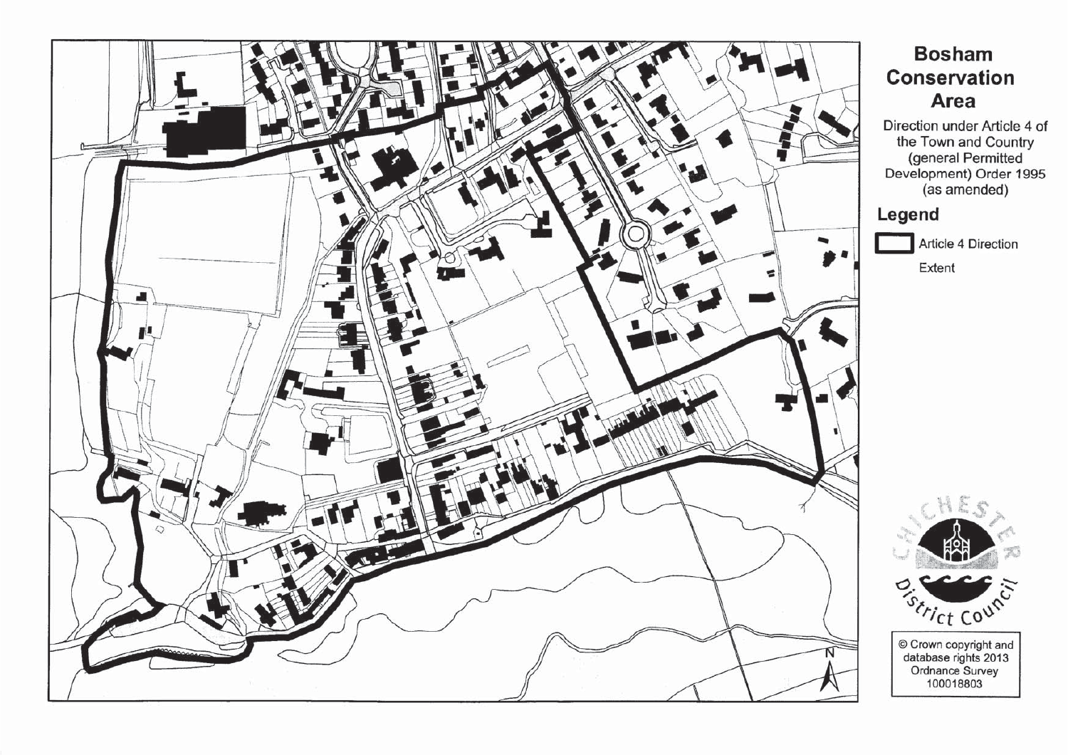# Bosham Conservation Area

Direction under Article 4 of the Town and Country (general Permitted Development) Order 1995 (as amended)

## Legend

Article 4 Direction Extent

Chichester District Council

© Crown copyright and database rights 2013 Ordnance Survey 100018803

N